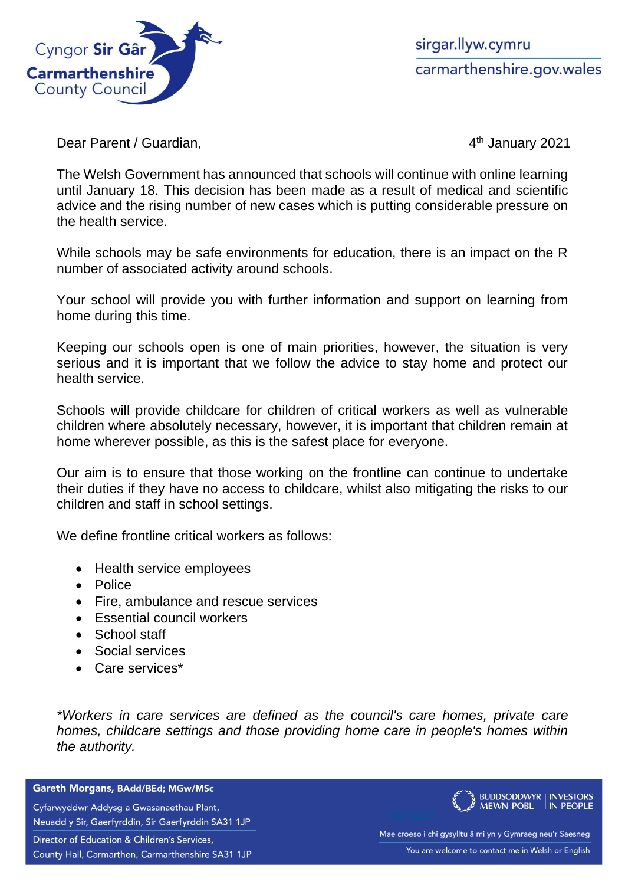Cyngor **Sir Gâr**
**Carmarthenshire**
County Council

sirgar.llyw.cymru
carmarthenshire.gov.wales

Dear Parent / Guardian,

4th January 2021

The Welsh Government has announced that schools will continue with online learning until January 18. This decision has been made as a result of medical and scientific advice and the rising number of new cases which is putting considerable pressure on the health service.

While schools may be safe environments for education, there is an impact on the R number of associated activity around schools.

Your school will provide you with further information and support on learning from home during this time.

Keeping our schools open is one of main priorities, however, the situation is very serious and it is important that we follow the advice to stay home and protect our health service.

Schools will provide childcare for children of critical workers as well as vulnerable children where absolutely necessary, however, it is important that children remain at home wherever possible, as this is the safest place for everyone.

Our aim is to ensure that those working on the frontline can continue to undertake their duties if they have no access to childcare, whilst also mitigating the risks to our children and staff in school settings.

We define frontline critical workers as follows:

- Health service employees
- Police
- Fire, ambulance and rescue services
- Essential council workers
- School staff
- Social services
- Care services*

*\*Workers in care services are defined as the council's care homes, private care homes, childcare settings and those providing home care in people's homes within the authority.*

**Gareth Morgans, BAdd/BEd; MGw/MSc**
Cyfarwyddwr Addysg a Gwasanaethau Plant,
Neuadd y Sir, Gaerfyrddin, Sir Gaerfyrddin SA31 1JP
Director of Education & Children's Services,
County Hall, Carmarthen, Carmarthenshire SA31 1JP

BUDDSODDWYR MEWN POBL | INVESTORS IN PEOPLE

Mae croeso i chi gysylltu â mi yn y Gymraeg neu'r Saesneg
You are welcome to contact me in Welsh or English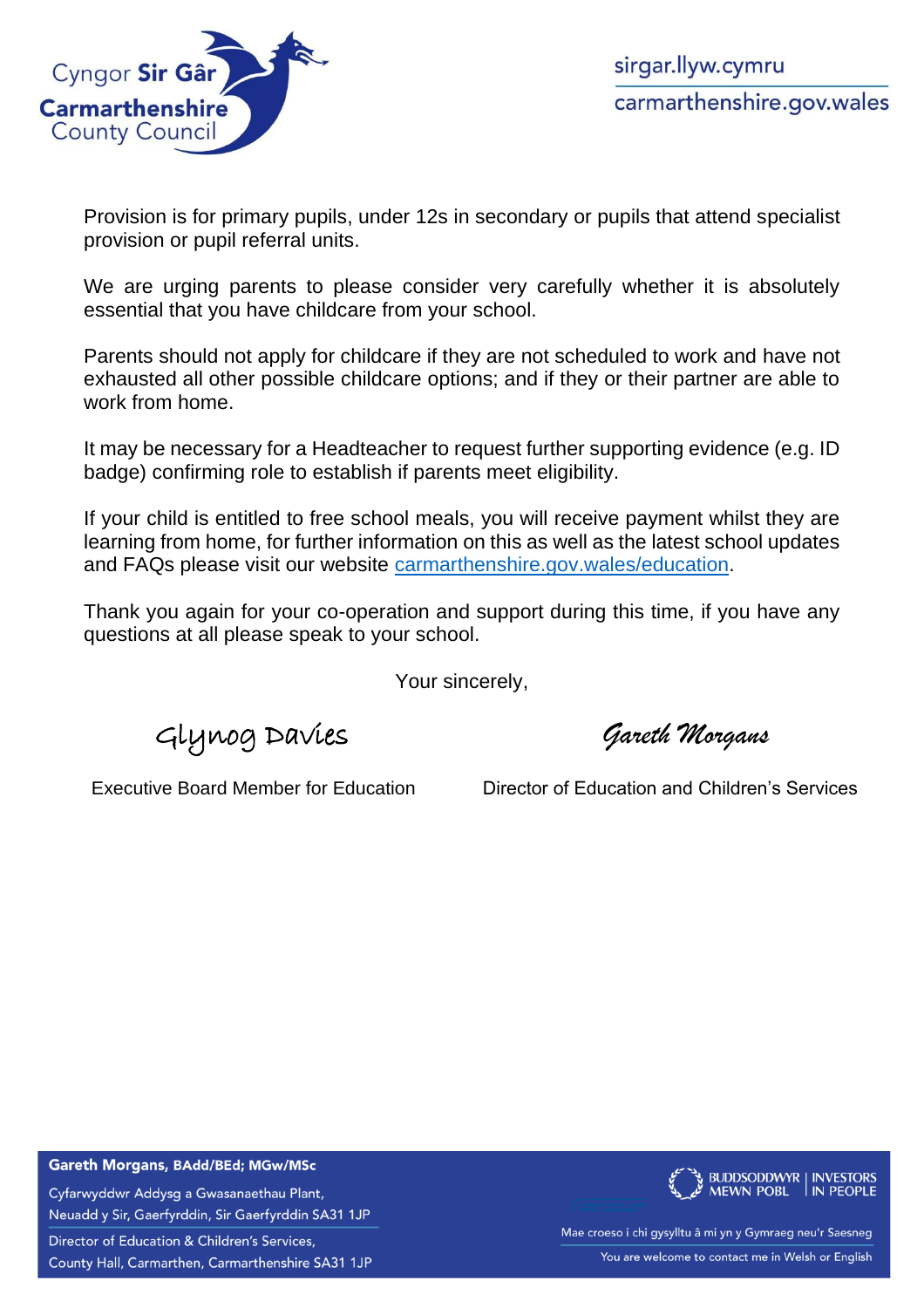Provision is for primary pupils, under 12s in secondary or pupils that attend specialist provision or pupil referral units.

We are urging parents to please consider very carefully whether it is absolutely essential that you have childcare from your school.

Parents should not apply for childcare if they are not scheduled to work and have not exhausted all other possible childcare options; and if they or their partner are able to work from home.

It may be necessary for a Headteacher to request further supporting evidence (e.g. ID badge) confirming role to establish if parents meet eligibility.

If your child is entitled to free school meals, you will receive payment whilst they are learning from home, for further information on this as well as the latest school updates and FAQs please visit our website [carmarthenshire.gov.wales/education](carmarthenshire.gov.wales/education).

Thank you again for your co-operation and support during this time, if you have any questions at all please speak to your school.

Your sincerely,

Glynog Davies
Executive Board Member for Education

Gareth Morgans
Director of Education and Children's Services

**Gareth Morgans, BAdd/BEd; MGw/MSc**

Cyfarwyddwr Addysg a Gwasanaethau Plant,
Neuadd y Sir, Gaerfyrddin, Sir Gaerfyrddin SA31 1JP

Director of Education & Children's Services,
County Hall, Carmarthen, Carmarthenshire SA31 1JP

Mae croeso i chi gysylltu â mi yn y Gymraeg neu'r Saesneg

You are welcome to contact me in Welsh or English